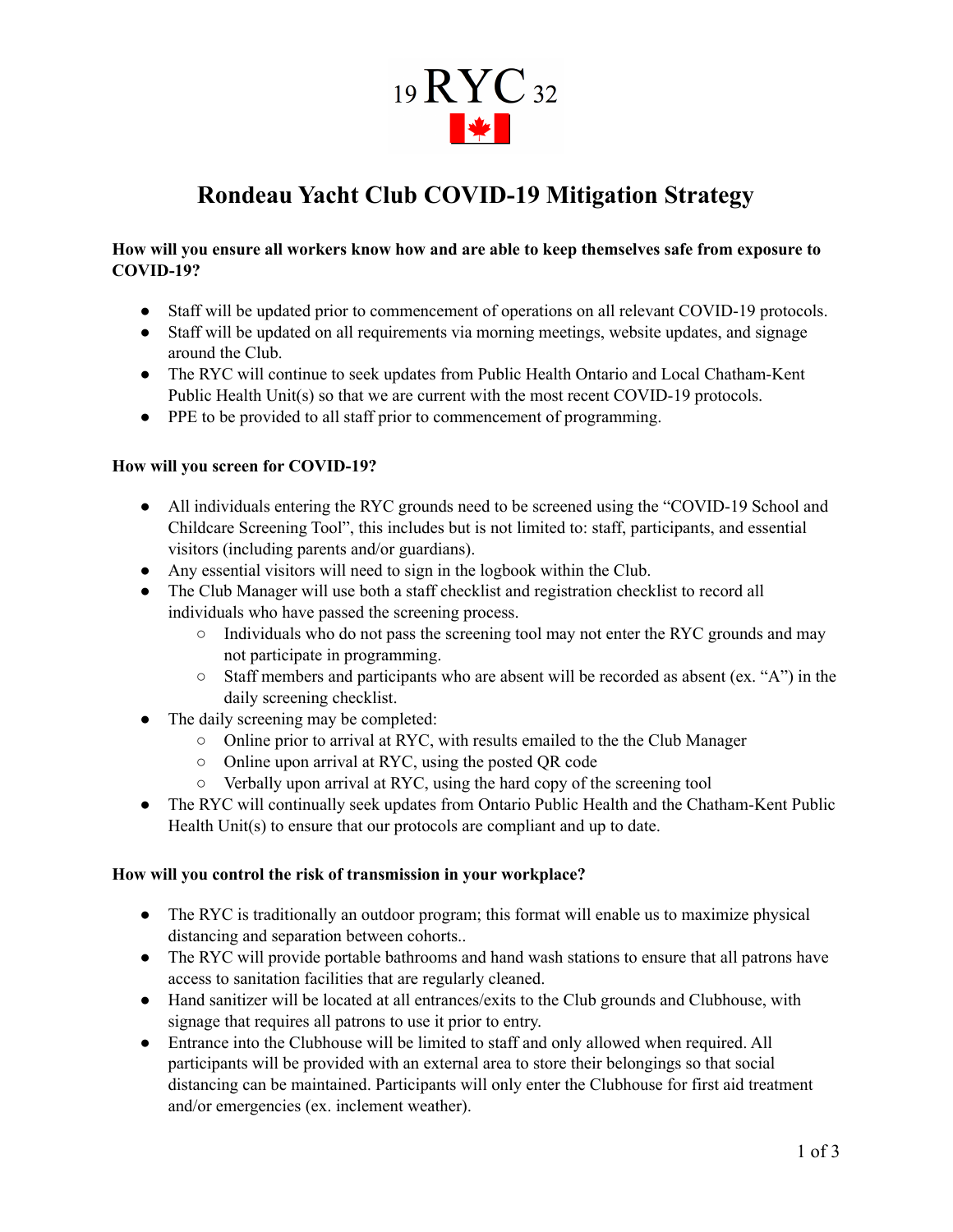19 RYC 32

# Rondeau Yacht Club COVID-19 Mitigation Strategy

**How will you ensure all workers know how and are able to keep themselves safe from exposure to COVID-19?**

- Staff will be updated prior to commencement of operations on all relevant COVID-19 protocols.
- Staff will be updated on all requirements via morning meetings, website updates, and signage around the Club.
- The RYC will continue to seek updates from Public Health Ontario and Local Chatham-Kent Public Health Unit(s) so that we are current with the most recent COVID-19 protocols.
- PPE to be provided to all staff prior to commencement of programming.

**How will you screen for COVID-19?**

- All individuals entering the RYC grounds need to be screened using the "COVID-19 School and Childcare Screening Tool", this includes but is not limited to: staff, participants, and essential visitors (including parents and/or guardians).
- Any essential visitors will need to sign in the logbook within the Club.
- The Club Manager will use both a staff checklist and registration checklist to record all individuals who have passed the screening process.
  - Individuals who do not pass the screening tool may not enter the RYC grounds and may not participate in programming.
  - Staff members and participants who are absent will be recorded as absent (ex. "A") in the daily screening checklist.
- The daily screening may be completed:
  - Online prior to arrival at RYC, with results emailed to the the Club Manager
  - Online upon arrival at RYC, using the posted QR code
  - Verbally upon arrival at RYC, using the hard copy of the screening tool
- The RYC will continually seek updates from Ontario Public Health and the Chatham-Kent Public Health Unit(s) to ensure that our protocols are compliant and up to date.

**How will you control the risk of transmission in your workplace?**

- The RYC is traditionally an outdoor program; this format will enable us to maximize physical distancing and separation between cohorts..
- The RYC will provide portable bathrooms and hand wash stations to ensure that all patrons have access to sanitation facilities that are regularly cleaned.
- Hand sanitizer will be located at all entrances/exits to the Club grounds and Clubhouse, with signage that requires all patrons to use it prior to entry.
- Entrance into the Clubhouse will be limited to staff and only allowed when required. All participants will be provided with an external area to store their belongings so that social distancing can be maintained. Participants will only enter the Clubhouse for first aid treatment and/or emergencies (ex. inclement weather).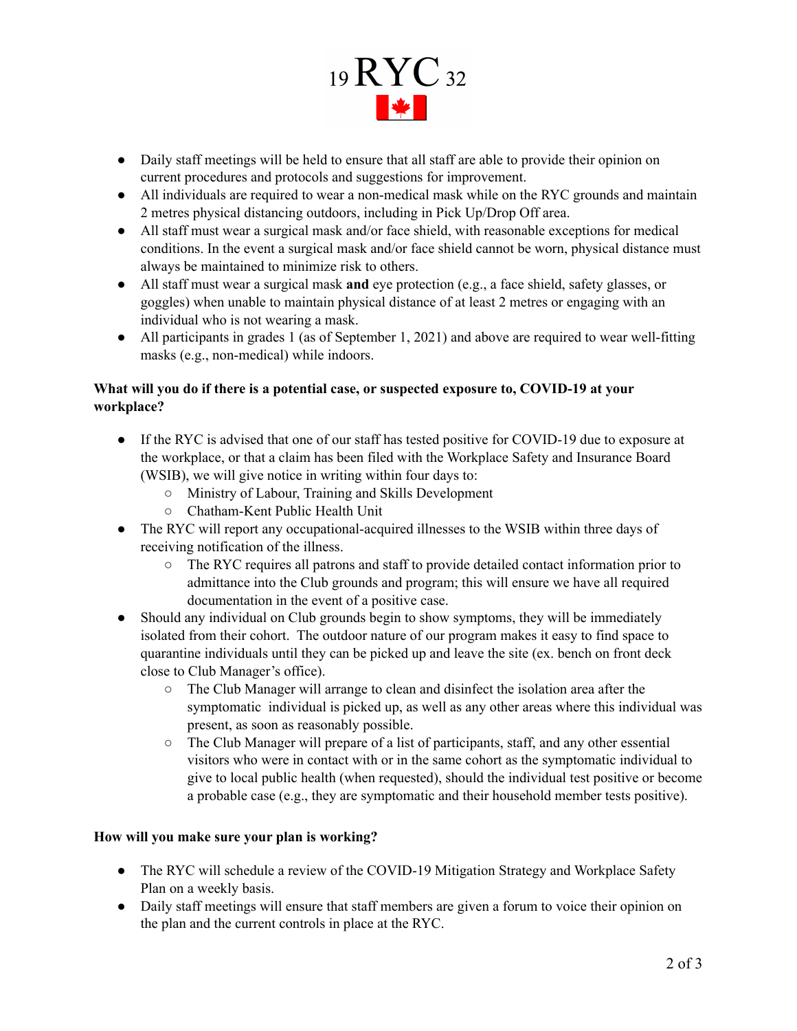- Daily staff meetings will be held to ensure that all staff are able to provide their opinion on current procedures and protocols and suggestions for improvement.
- All individuals are required to wear a non-medical mask while on the RYC grounds and maintain 2 metres physical distancing outdoors, including in Pick Up/Drop Off area.
- All staff must wear a surgical mask and/or face shield, with reasonable exceptions for medical conditions. In the event a surgical mask and/or face shield cannot be worn, physical distance must always be maintained to minimize risk to others.
- All staff must wear a surgical mask **and** eye protection (e.g., a face shield, safety glasses, or goggles) when unable to maintain physical distance of at least 2 metres or engaging with an individual who is not wearing a mask.
- All participants in grades 1 (as of September 1, 2021) and above are required to wear well-fitting masks (e.g., non-medical) while indoors.

**What will you do if there is a potential case, or suspected exposure to, COVID-19 at your workplace?**

- If the RYC is advised that one of our staff has tested positive for COVID-19 due to exposure at the workplace, or that a claim has been filed with the Workplace Safety and Insurance Board (WSIB), we will give notice in writing within four days to:
    - Ministry of Labour, Training and Skills Development
    - Chatham-Kent Public Health Unit
- The RYC will report any occupational-acquired illnesses to the WSIB within three days of receiving notification of the illness.
    - The RYC requires all patrons and staff to provide detailed contact information prior to admittance into the Club grounds and program; this will ensure we have all required documentation in the event of a positive case.
- Should any individual on Club grounds begin to show symptoms, they will be immediately isolated from their cohort. The outdoor nature of our program makes it easy to find space to quarantine individuals until they can be picked up and leave the site (ex. bench on front deck close to Club Manager's office).
    - The Club Manager will arrange to clean and disinfect the isolation area after the symptomatic individual is picked up, as well as any other areas where this individual was present, as soon as reasonably possible.
    - The Club Manager will prepare of a list of participants, staff, and any other essential visitors who were in contact with or in the same cohort as the symptomatic individual to give to local public health (when requested), should the individual test positive or become a probable case (e.g., they are symptomatic and their household member tests positive).

**How will you make sure your plan is working?**

- The RYC will schedule a review of the COVID-19 Mitigation Strategy and Workplace Safety Plan on a weekly basis.
- Daily staff meetings will ensure that staff members are given a forum to voice their opinion on the plan and the current controls in place at the RYC.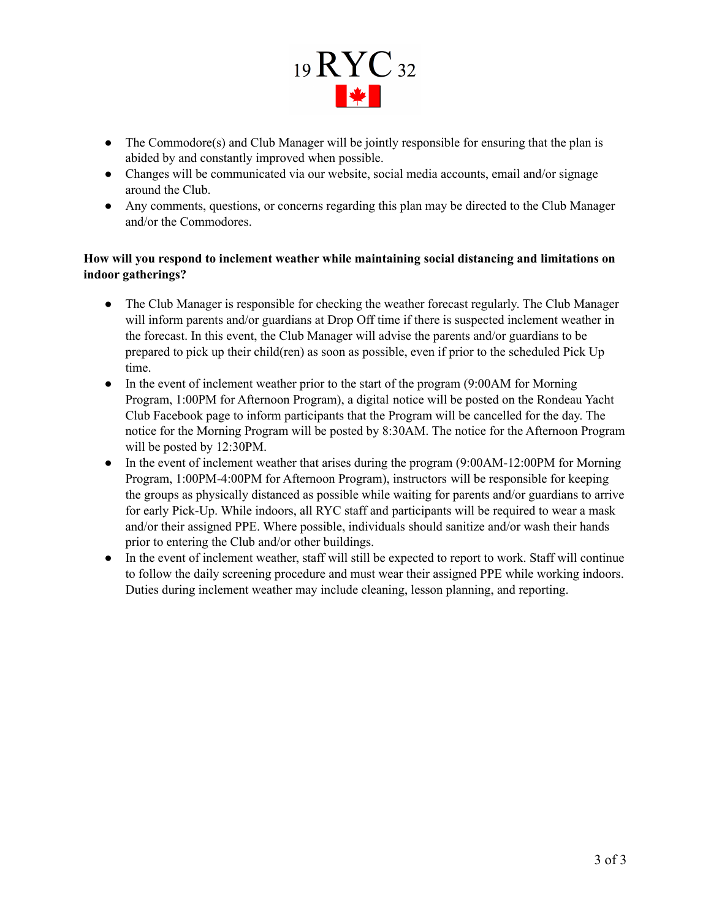- The Commodore(s) and Club Manager will be jointly responsible for ensuring that the plan is abided by and constantly improved when possible.
- Changes will be communicated via our website, social media accounts, email and/or signage around the Club.
- Any comments, questions, or concerns regarding this plan may be directed to the Club Manager and/or the Commodores.

**How will you respond to inclement weather while maintaining social distancing and limitations on indoor gatherings?**

- The Club Manager is responsible for checking the weather forecast regularly. The Club Manager will inform parents and/or guardians at Drop Off time if there is suspected inclement weather in the forecast. In this event, the Club Manager will advise the parents and/or guardians to be prepared to pick up their child(ren) as soon as possible, even if prior to the scheduled Pick Up time.
- In the event of inclement weather prior to the start of the program (9:00AM for Morning Program, 1:00PM for Afternoon Program), a digital notice will be posted on the Rondeau Yacht Club Facebook page to inform participants that the Program will be cancelled for the day. The notice for the Morning Program will be posted by 8:30AM. The notice for the Afternoon Program will be posted by 12:30PM.
- In the event of inclement weather that arises during the program (9:00AM-12:00PM for Morning Program, 1:00PM-4:00PM for Afternoon Program), instructors will be responsible for keeping the groups as physically distanced as possible while waiting for parents and/or guardians to arrive for early Pick-Up. While indoors, all RYC staff and participants will be required to wear a mask and/or their assigned PPE. Where possible, individuals should sanitize and/or wash their hands prior to entering the Club and/or other buildings.
- In the event of inclement weather, staff will still be expected to report to work. Staff will continue to follow the daily screening procedure and must wear their assigned PPE while working indoors. Duties during inclement weather may include cleaning, lesson planning, and reporting.